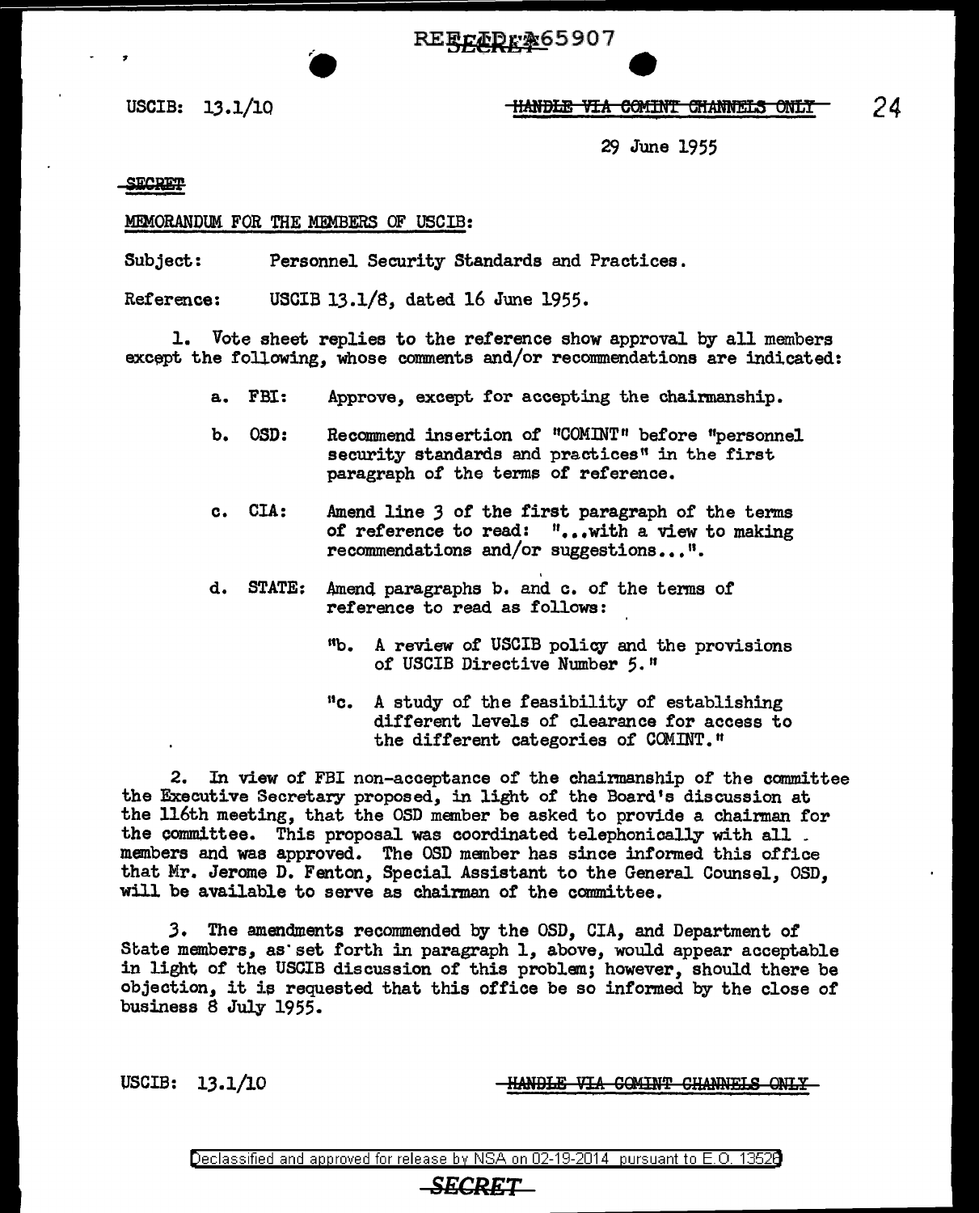USCIB: 13.1/10

~~HANDLE VIA COMINT CHANNELS ONLY~~

29 June 1955

~~SECRET~~

MEMORANDUM FOR THE MEMBERS OF USCIB:

Subject: Personnel Security Standards and Practices.

Reference: USCIB 13.1/8, dated 16 June 1955.

1. Vote sheet replies to the reference show approval by all members except the following, whose comments and/or recommendations are indicated:

   a. FBI: Approve, except for accepting the chairmanship.

   b. OSD: Recommend insertion of "COMINT" before "personnel security standards and practices" in the first paragraph of the terms of reference.

   c. CIA: Amend line 3 of the first paragraph of the terms of reference to read: "...with a view to making recommendations and/or suggestions...".

   d. STATE: Amend paragraphs b. and c. of the terms of reference to read as follows:

      "b. A review of USCIB policy and the provisions of USCIB Directive Number 5."

      "c. A study of the feasibility of establishing different levels of clearance for access to the different categories of COMINT."

2. In view of FBI non-acceptance of the chairmanship of the committee the Executive Secretary proposed, in light of the Board's discussion at the 116th meeting, that the OSD member be asked to provide a chairman for the committee. This proposal was coordinated telephonically with all members and was approved. The OSD member has since informed this office that Mr. Jerome D. Fenton, Special Assistant to the General Counsel, OSD, will be available to serve as chairman of the committee.

3. The amendments recommended by the OSD, CIA, and Department of State members, as set forth in paragraph 1, above, would appear acceptable in light of the USCIB discussion of this problem; however, should there be objection, it is requested that this office be so informed by the close of business 8 July 1955.

USCIB: 13.1/10

~~HANDLE VIA COMINT CHANNELS ONLY~~

Declassified and approved for release by NSA on 02-19-2014 pursuant to E.O. 13526

~~SECRET~~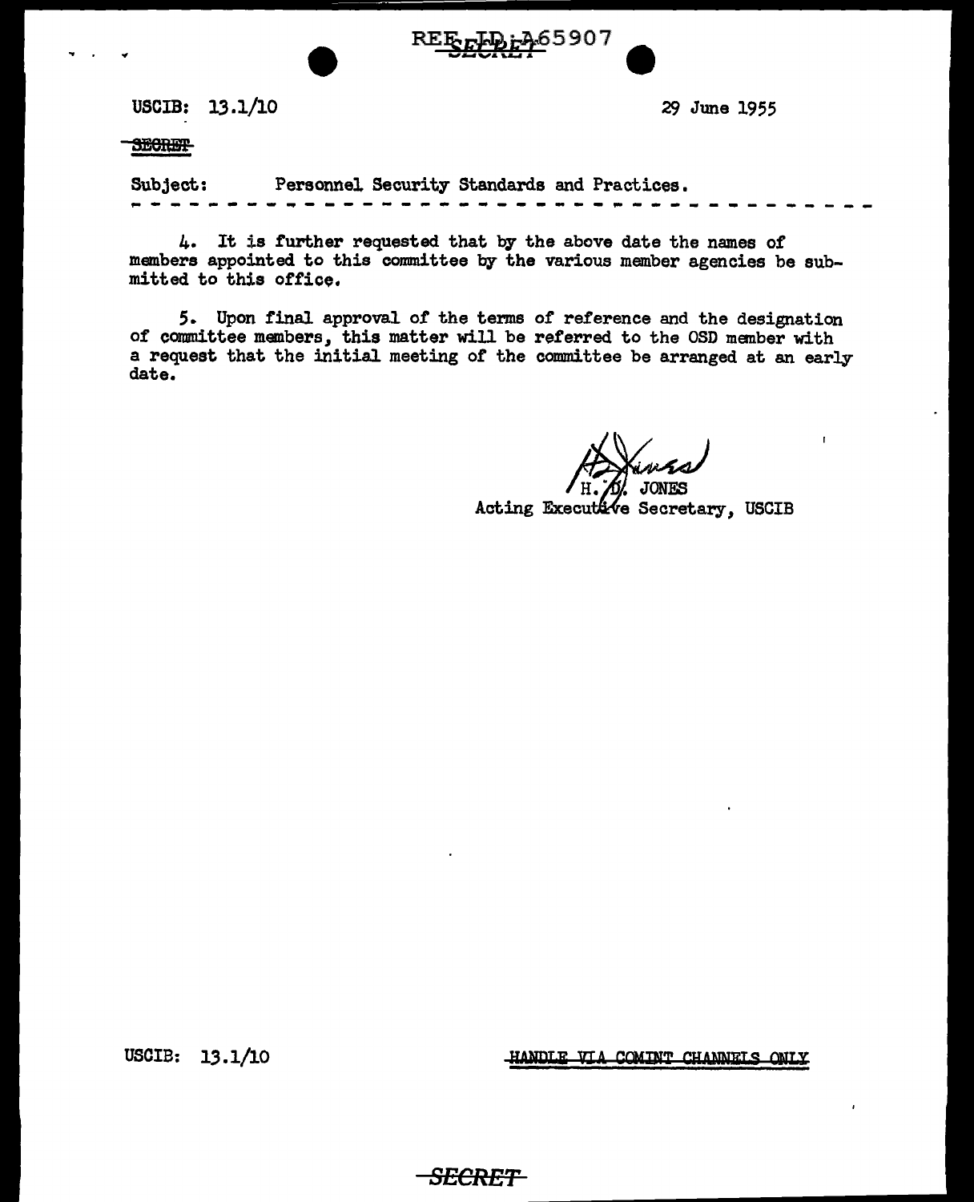USCIB: 13.1/10 29 June 1955

SECRET

Subject: Personnel Security Standards and Practices.

4. It is further requested that by the above date the names of members appointed to this committee by the various member agencies be submitted to this office.

5. Upon final approval of the terms of reference and the designation of committee members, this matter will be referred to the OSD member with a request that the initial meeting of the committee be arranged at an early date.

H. D. JONES
Acting Executive Secretary, USCIB

USCIB: 13.1/10

HANDLE VIA COMINT CHANNELS ONLY

SECRET